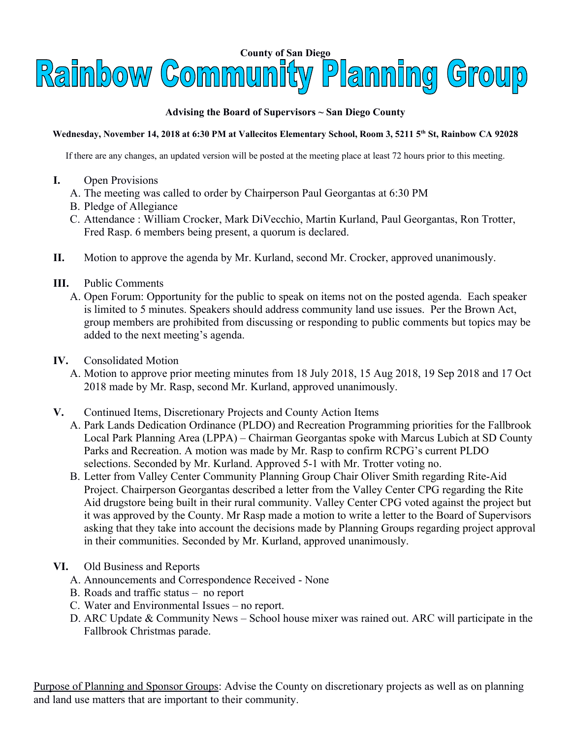**County of San Diego**

# Rainbow Community Planning Group

**Advising the Board of Supervisors ~ San Diego County**

**Wednesday, November 14, 2018 at 6:30 PM at Vallecitos Elementary School, Room 3, 5211 5th St, Rainbow CA 92028**

If there are any changes, an updated version will be posted at the meeting place at least 72 hours prior to this meeting.

**I.** Open Provisions

A. The meeting was called to order by Chairperson Paul Georgantas at 6:30 PM

B. Pledge of Allegiance

C. Attendance : William Crocker, Mark DiVecchio, Martin Kurland, Paul Georgantas, Ron Trotter, Fred Rasp. 6 members being present, a quorum is declared.

**II.** Motion to approve the agenda by Mr. Kurland, second Mr. Crocker, approved unanimously.

**III.** Public Comments

A. Open Forum: Opportunity for the public to speak on items not on the posted agenda. Each speaker is limited to 5 minutes. Speakers should address community land use issues. Per the Brown Act, group members are prohibited from discussing or responding to public comments but topics may be added to the next meeting's agenda.

**IV.** Consolidated Motion

A. Motion to approve prior meeting minutes from 18 July 2018, 15 Aug 2018, 19 Sep 2018 and 17 Oct 2018 made by Mr. Rasp, second Mr. Kurland, approved unanimously.

**V.** Continued Items, Discretionary Projects and County Action Items

A. Park Lands Dedication Ordinance (PLDO) and Recreation Programming priorities for the Fallbrook Local Park Planning Area (LPPA) – Chairman Georgantas spoke with Marcus Lubich at SD County Parks and Recreation. A motion was made by Mr. Rasp to confirm RCPG's current PLDO selections. Seconded by Mr. Kurland. Approved 5-1 with Mr. Trotter voting no.

B. Letter from Valley Center Community Planning Group Chair Oliver Smith regarding Rite-Aid Project. Chairperson Georgantas described a letter from the Valley Center CPG regarding the Rite Aid drugstore being built in their rural community. Valley Center CPG voted against the project but it was approved by the County. Mr Rasp made a motion to write a letter to the Board of Supervisors asking that they take into account the decisions made by Planning Groups regarding project approval in their communities. Seconded by Mr. Kurland, approved unanimously.

**VI.** Old Business and Reports

A. Announcements and Correspondence Received - None

B. Roads and traffic status – no report

C. Water and Environmental Issues – no report.

D. ARC Update & Community News – School house mixer was rained out. ARC will participate in the Fallbrook Christmas parade.

Purpose of Planning and Sponsor Groups: Advise the County on discretionary projects as well as on planning and land use matters that are important to their community.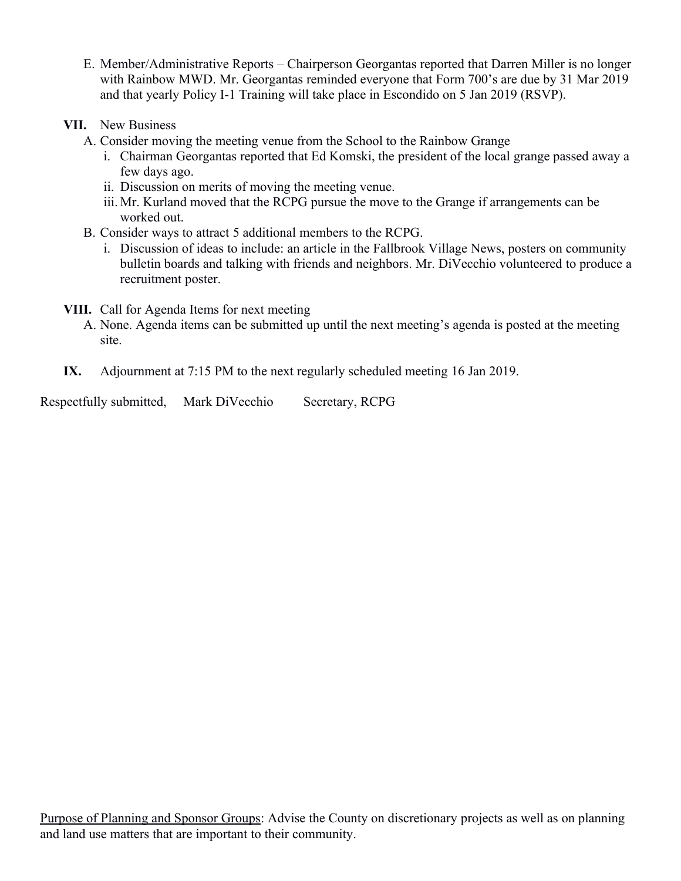E. Member/Administrative Reports – Chairperson Georgantas reported that Darren Miller is no longer with Rainbow MWD. Mr. Georgantas reminded everyone that Form 700's are due by 31 Mar 2019 and that yearly Policy I-1 Training will take place in Escondido on 5 Jan 2019 (RSVP).

**VII.** New Business

A. Consider moving the meeting venue from the School to the Rainbow Grange
   - i. Chairman Georgantas reported that Ed Komski, the president of the local grange passed away a few days ago.
   - ii. Discussion on merits of moving the meeting venue.
   - iii. Mr. Kurland moved that the RCPG pursue the move to the Grange if arrangements can be worked out.

B. Consider ways to attract 5 additional members to the RCPG.
   - i. Discussion of ideas to include: an article in the Fallbrook Village News, posters on community bulletin boards and talking with friends and neighbors. Mr. DiVecchio volunteered to produce a recruitment poster.

**VIII.** Call for Agenda Items for next meeting

A. None. Agenda items can be submitted up until the next meeting's agenda is posted at the meeting site.

**IX.** Adjournment at 7:15 PM to the next regularly scheduled meeting 16 Jan 2019.

Respectfully submitted, Mark DiVecchio Secretary, RCPG

Purpose of Planning and Sponsor Groups: Advise the County on discretionary projects as well as on planning and land use matters that are important to their community.